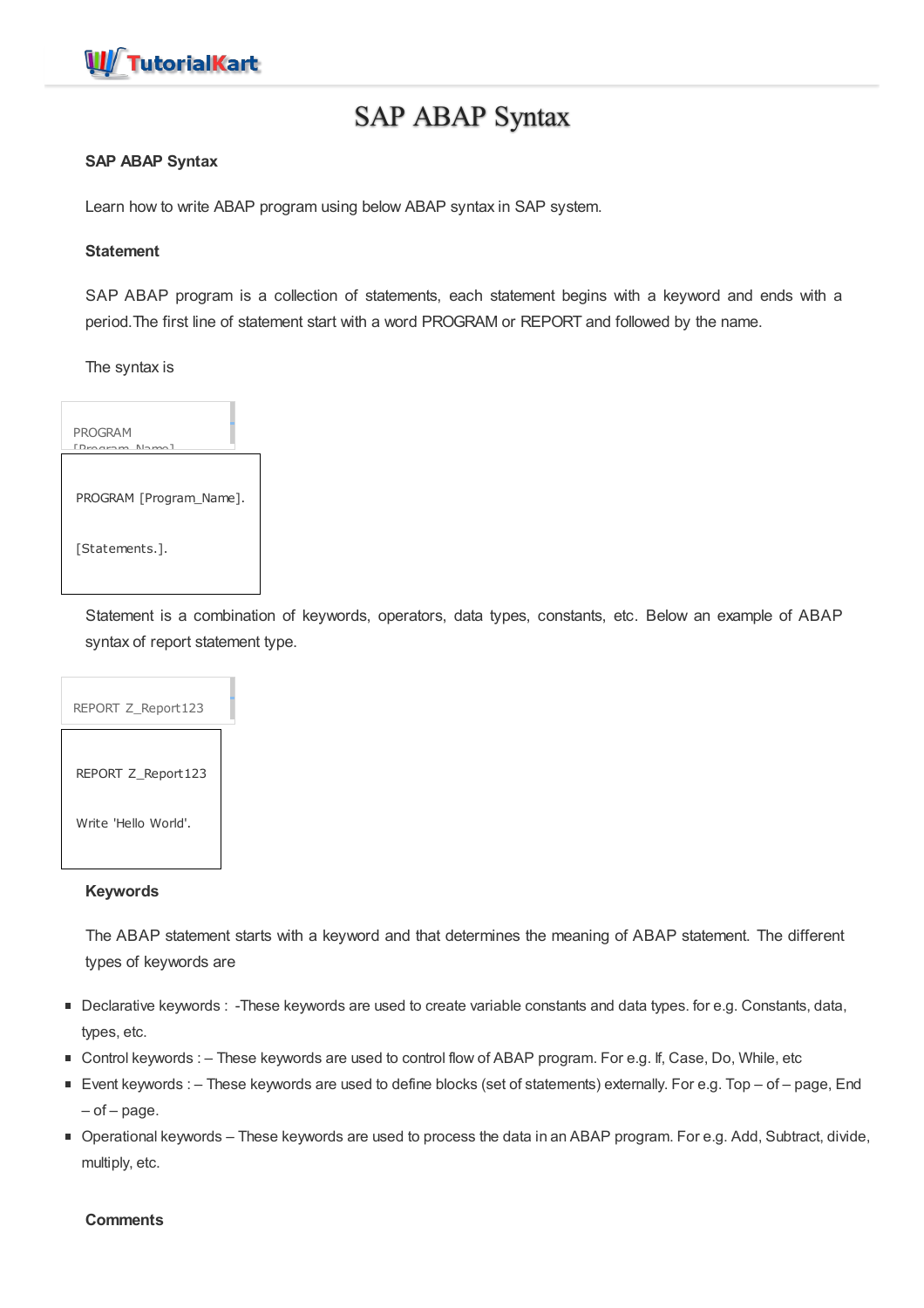# SAP ABAP Syntax

**SAP ABAP Syntax**

Learn how to write ABAP program using below ABAP syntax in SAP system.

**Statement**

SAP ABAP program is a collection of statements, each statement begins with a keyword and ends with a period.The first line of statement start with a word PROGRAM or REPORT and followed by the name.

The syntax is

```
PROGRAM [Program_Name].

[Statements.].
```

Statement is a combination of keywords, operators, data types, constants, etc. Below an example of ABAP syntax of report statement type.

```
REPORT Z_Report123

Write 'Hello World'.
```

**Keywords**

The ABAP statement starts with a keyword and that determines the meaning of ABAP statement. The different types of keywords are

- Declarative keywords : -These keywords are used to create variable constants and data types. for e.g. Constants, data, types, etc.
- Control keywords : – These keywords are used to control flow of ABAP program. For e.g. If, Case, Do, While, etc
- Event keywords : – These keywords are used to define blocks (set of statements) externally. For e.g. Top – of – page, End – of – page.
- Operational keywords – These keywords are used to process the data in an ABAP program. For e.g. Add, Subtract, divide, multiply, etc.

**Comments**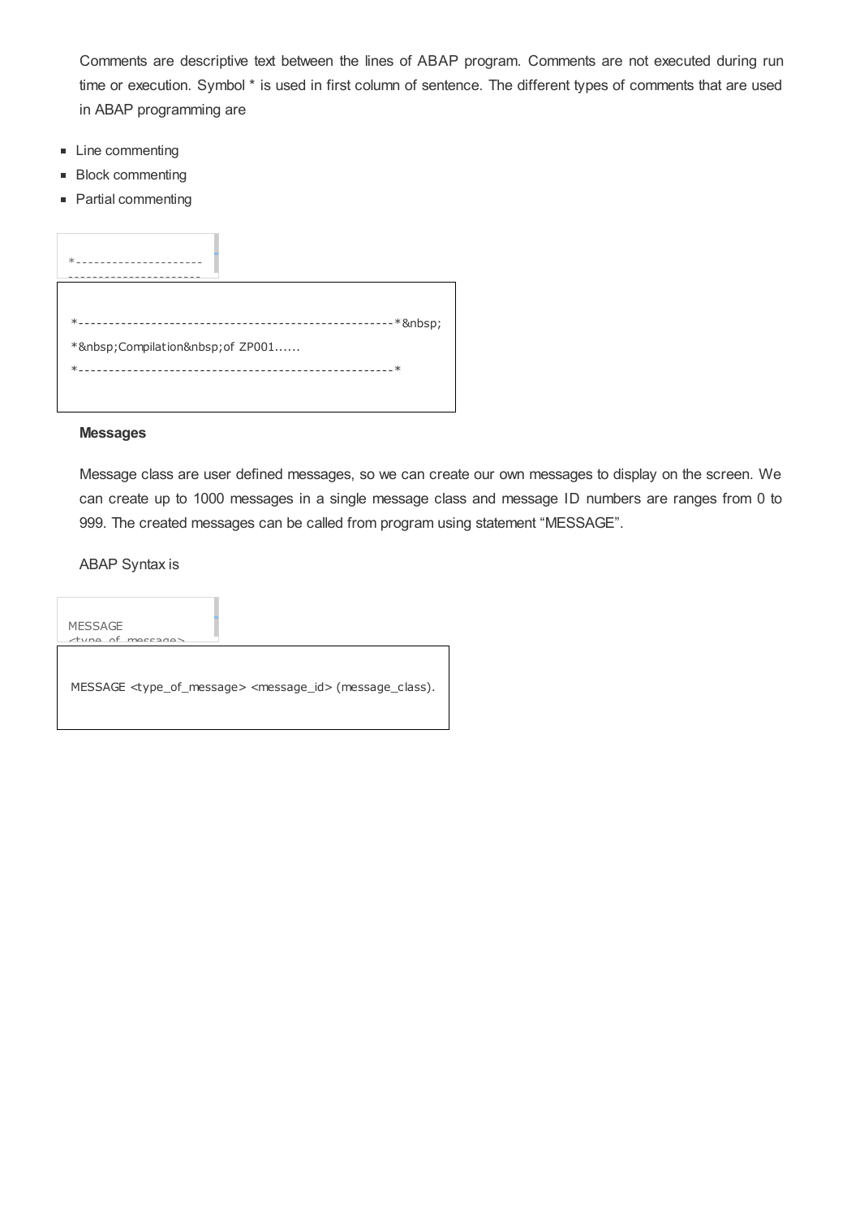Comments are descriptive text between the lines of ABAP program. Comments are not executed during run time or execution. Symbol * is used in first column of sentence. The different types of comments that are used in ABAP programming are

- Line commenting
- Block commenting
- Partial commenting

```
*----------------------------------------------------*&nbsp;
*&nbsp;Compilation&nbsp;of ZP001......
*----------------------------------------------------*
```

**Messages**

Message class are user defined messages, so we can create our own messages to display on the screen. We can create up to 1000 messages in a single message class and message ID numbers are ranges from 0 to 999. The created messages can be called from program using statement “MESSAGE”.

ABAP Syntax is

```
MESSAGE <type_of_message> <message_id> (message_class).
```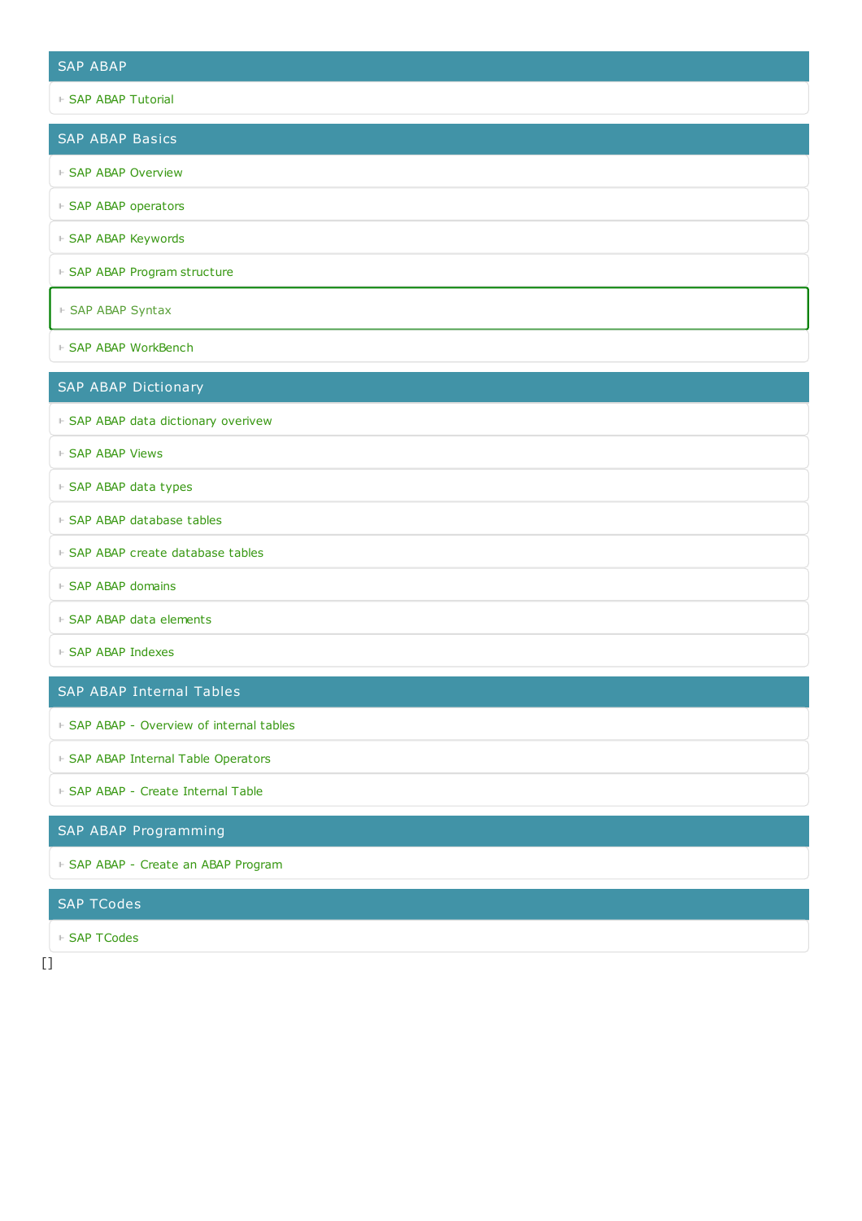## SAP ABAP

- SAP ABAP Tutorial

## SAP ABAP Basics

- SAP ABAP Overview
- SAP ABAP operators
- SAP ABAP Keywords
- SAP ABAP Program structure
- SAP ABAP Syntax
- SAP ABAP WorkBench

## SAP ABAP Dictionary

- SAP ABAP data dictionary overivew
- SAP ABAP Views
- SAP ABAP data types
- SAP ABAP database tables
- SAP ABAP create database tables
- SAP ABAP domains
- SAP ABAP data elements
- SAP ABAP Indexes

## SAP ABAP Internal Tables

- SAP ABAP - Overview of internal tables
- SAP ABAP Internal Table Operators
- SAP ABAP - Create Internal Table

## SAP ABAP Programming

- SAP ABAP - Create an ABAP Program

## SAP TCodes

- SAP TCodes

[]